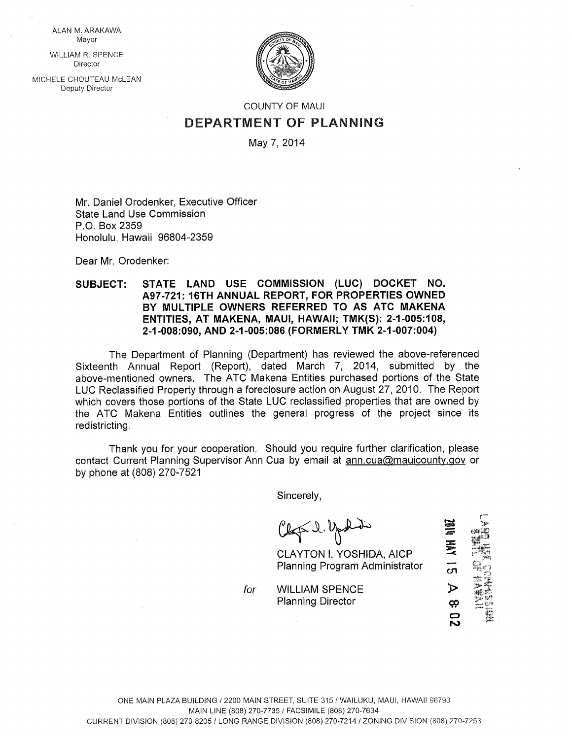ALAN M. ARAKAWA
Mayor

WILLIAM R. SPENCE
Director

MICHELE CHOUTEAU McLEAN
Deputy Director

COUNTY OF MAUI

# DEPARTMENT OF PLANNING

May 7, 2014

Mr. Daniel Orodenker, Executive Officer
State Land Use Commission
P.O. Box 2359
Honolulu, Hawaii 96804-2359

Dear Mr. Orodenker:

**SUBJECT: STATE LAND USE COMMISSION (LUC) DOCKET NO. A97-721: 16TH ANNUAL REPORT, FOR PROPERTIES OWNED BY MULTIPLE OWNERS REFERRED TO AS ATC MAKENA ENTITIES, AT MAKENA, MAUI, HAWAII; TMK(S): 2-1-005:108, 2-1-008:090, AND 2-1-005:086 (FORMERLY TMK 2-1-007:004)**

The Department of Planning (Department) has reviewed the above-referenced Sixteenth Annual Report (Report), dated March 7, 2014, submitted by the above-mentioned owners. The ATC Makena Entities purchased portions of the State LUC Reclassified Property through a foreclosure action on August 27, 2010. The Report which covers those portions of the State LUC reclassified properties that are owned by the ATC Makena Entities outlines the general progress of the project since its redistricting.

Thank you for your cooperation. Should you require further clarification, please contact Current Planning Supervisor Ann Cua by email at ann.cua@mauicounty.gov or by phone at (808) 270-7521

Sincerely,

CLAYTON I. YOSHIDA, AICP
Planning Program Administrator

*for* WILLIAM SPENCE
Planning Director

2014 MAY 15 A 8: 02

LAND USE COMMISSION
STATE OF HAWAII

ONE MAIN PLAZA BUILDING / 2200 MAIN STREET, SUITE 315 / WAILUKU, MAUI, HAWAII 96793
MAIN LINE (808) 270-7735 / FACSIMILE (808) 270-7634
CURRENT DIVISION (808) 270-8205 / LONG RANGE DIVISION (808) 270-7214 / ZONING DIVISION (808) 270-7253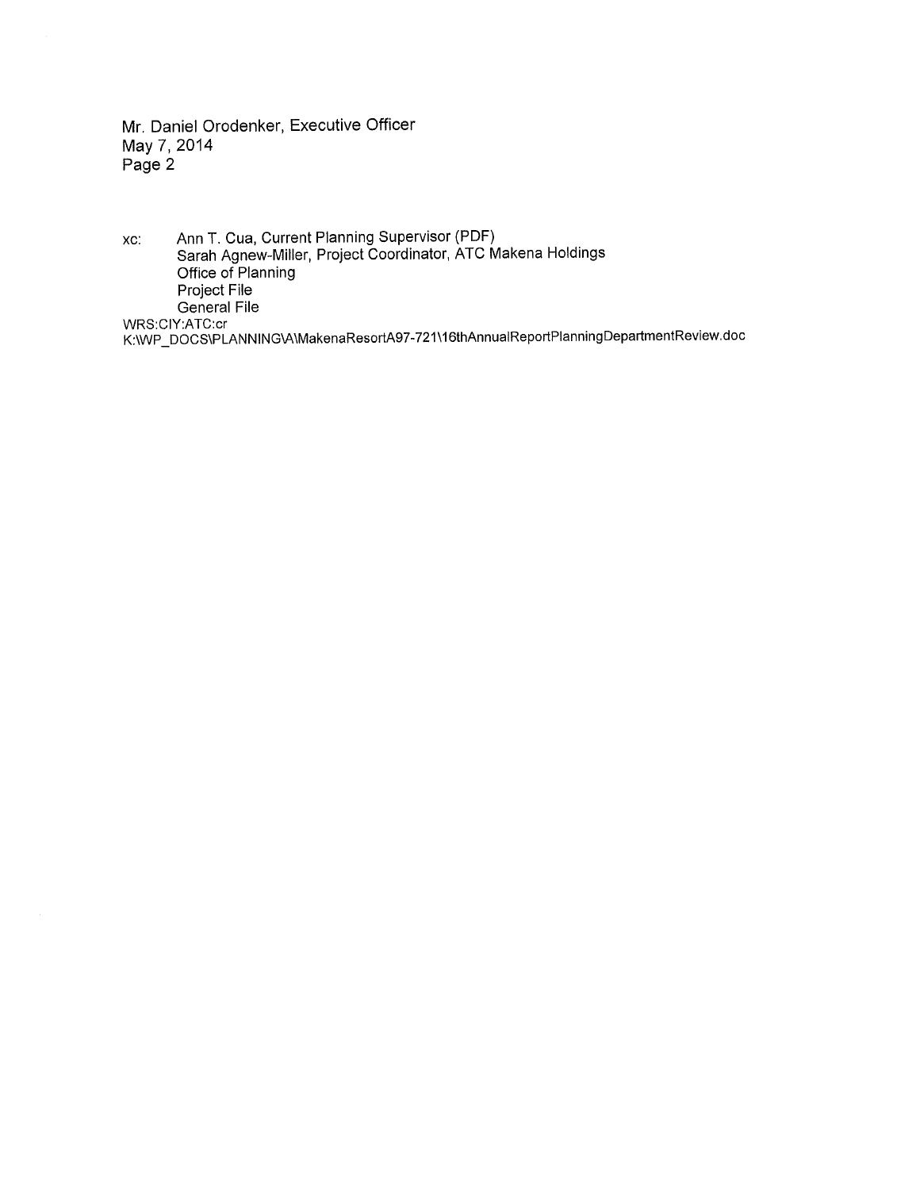xc: Ann T. Cua, Current Planning Supervisor (PDF)
Sarah Agnew-Miller, Project Coordinator, ATC Makena Holdings
Office of Planning
Project File
General File

WRS:CIY:ATC:cr
K:\WP_DOCS\PLANNING\A\MakenaResortA97-721\16thAnnualReportPlanningDepartmentReview.doc